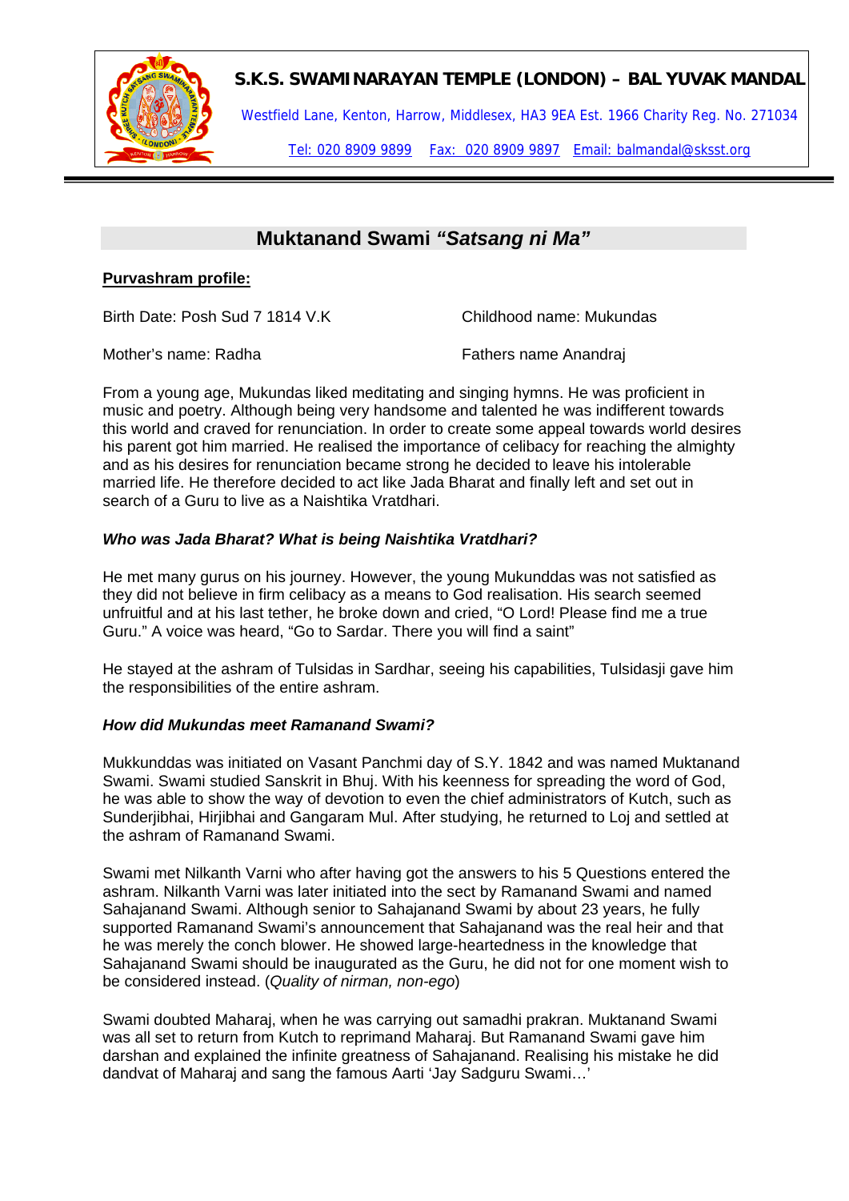**S.K.S. SWAMINARAYAN TEMPLE (LONDON) – BAL YUVAK MANDAL**

Westfield Lane, Kenton, Harrow, Middlesex, HA3 9EA Est. 1966 Charity Reg. No. 271034

Tel: 020 8909 9899 Fax: 020 8909 9897 Email: balmandal@sksst.org

# Muktanand Swami *"Satsang ni Ma"*

**Purvashram profile:**

Birth Date: Posh Sud 7 1814 V.K

Childhood name: Mukundas

Mother's name: Radha

Fathers name Anandraj

From a young age, Mukundas liked meditating and singing hymns. He was proficient in music and poetry. Although being very handsome and talented he was indifferent towards this world and craved for renunciation. In order to create some appeal towards world desires his parent got him married. He realised the importance of celibacy for reaching the almighty and as his desires for renunciation became strong he decided to leave his intolerable married life. He therefore decided to act like Jada Bharat and finally left and set out in search of a Guru to live as a Naishtika Vratdhari.

***Who was Jada Bharat? What is being Naishtika Vratdhari?***

He met many gurus on his journey. However, the young Mukunddas was not satisfied as they did not believe in firm celibacy as a means to God realisation. His search seemed unfruitful and at his last tether, he broke down and cried, "O Lord! Please find me a true Guru." A voice was heard, "Go to Sardar. There you will find a saint"

He stayed at the ashram of Tulsidas in Sardhar, seeing his capabilities, Tulsidasji gave him the responsibilities of the entire ashram.

***How did Mukundas meet Ramanand Swami?***

Mukkunddas was initiated on Vasant Panchmi day of S.Y. 1842 and was named Muktanand Swami. Swami studied Sanskrit in Bhuj. With his keenness for spreading the word of God, he was able to show the way of devotion to even the chief administrators of Kutch, such as Sunderjibhai, Hirjibhai and Gangaram Mul. After studying, he returned to Loj and settled at the ashram of Ramanand Swami.

Swami met Nilkanth Varni who after having got the answers to his 5 Questions entered the ashram. Nilkanth Varni was later initiated into the sect by Ramanand Swami and named Sahajanand Swami. Although senior to Sahajanand Swami by about 23 years, he fully supported Ramanand Swami's announcement that Sahajanand was the real heir and that he was merely the conch blower. He showed large-heartedness in the knowledge that Sahajanand Swami should be inaugurated as the Guru, he did not for one moment wish to be considered instead. (*Quality of nirman, non-ego*)

Swami doubted Maharaj, when he was carrying out samadhi prakran. Muktanand Swami was all set to return from Kutch to reprimand Maharaj. But Ramanand Swami gave him darshan and explained the infinite greatness of Sahajanand. Realising his mistake he did dandvat of Maharaj and sang the famous Aarti 'Jay Sadguru Swami…'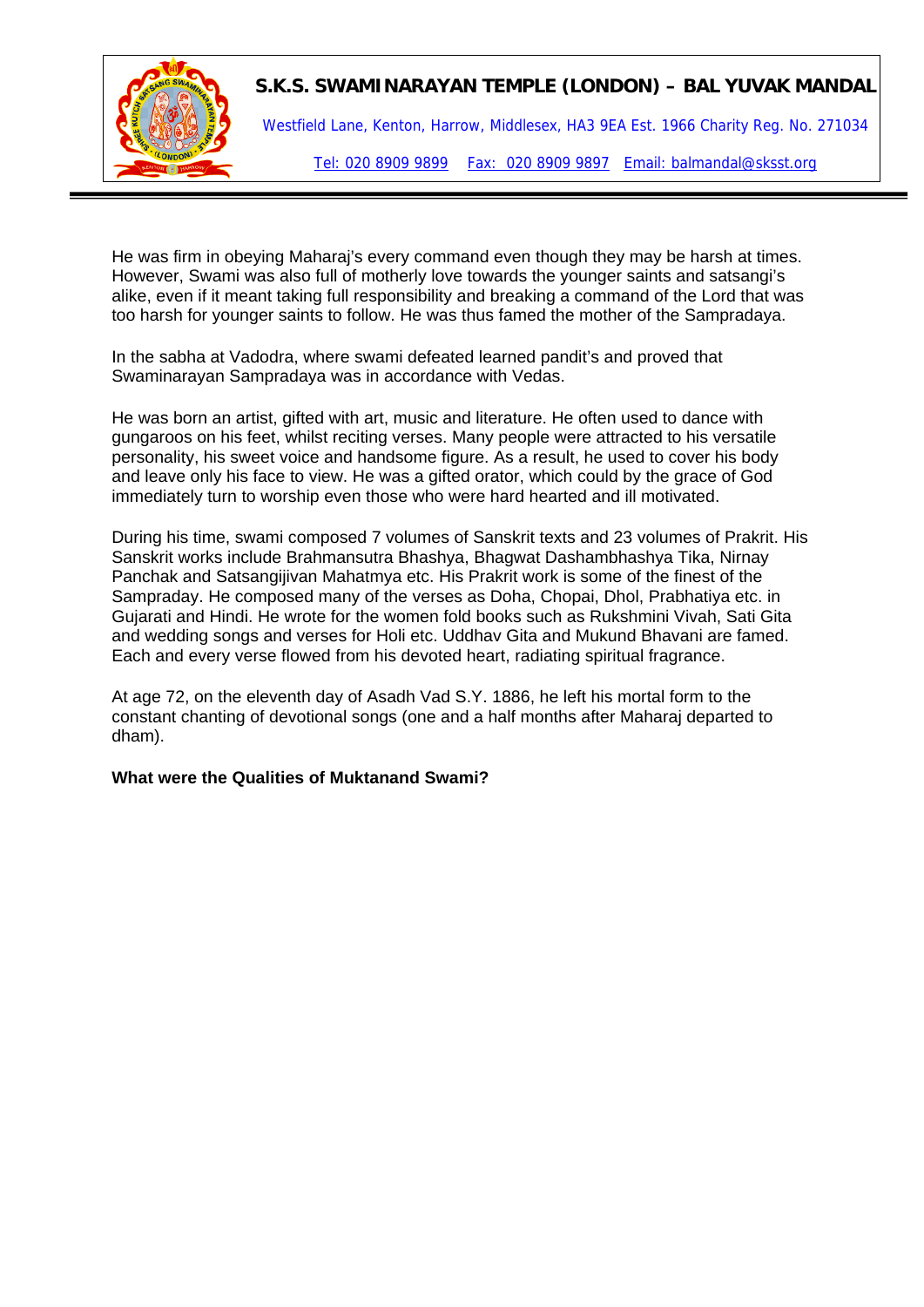He was firm in obeying Maharaj's every command even though they may be harsh at times. However, Swami was also full of motherly love towards the younger saints and satsangi's alike, even if it meant taking full responsibility and breaking a command of the Lord that was too harsh for younger saints to follow. He was thus famed the mother of the Sampradaya.

In the sabha at Vadodra, where swami defeated learned pandit's and proved that Swaminarayan Sampradaya was in accordance with Vedas.

He was born an artist, gifted with art, music and literature. He often used to dance with gungaroos on his feet, whilst reciting verses. Many people were attracted to his versatile personality, his sweet voice and handsome figure. As a result, he used to cover his body and leave only his face to view. He was a gifted orator, which could by the grace of God immediately turn to worship even those who were hard hearted and ill motivated.

During his time, swami composed 7 volumes of Sanskrit texts and 23 volumes of Prakrit. His Sanskrit works include Brahmansutra Bhashya, Bhagwat Dashambhashya Tika, Nirnay Panchak and Satsangijivan Mahatmya etc. His Prakrit work is some of the finest of the Sampraday. He composed many of the verses as Doha, Chopai, Dhol, Prabhatiya etc. in Gujarati and Hindi. He wrote for the women fold books such as Rukshmini Vivah, Sati Gita and wedding songs and verses for Holi etc. Uddhav Gita and Mukund Bhavani are famed. Each and every verse flowed from his devoted heart, radiating spiritual fragrance.

At age 72, on the eleventh day of Asadh Vad S.Y. 1886, he left his mortal form to the constant chanting of devotional songs (one and a half months after Maharaj departed to dham).

**What were the Qualities of Muktanand Swami?**